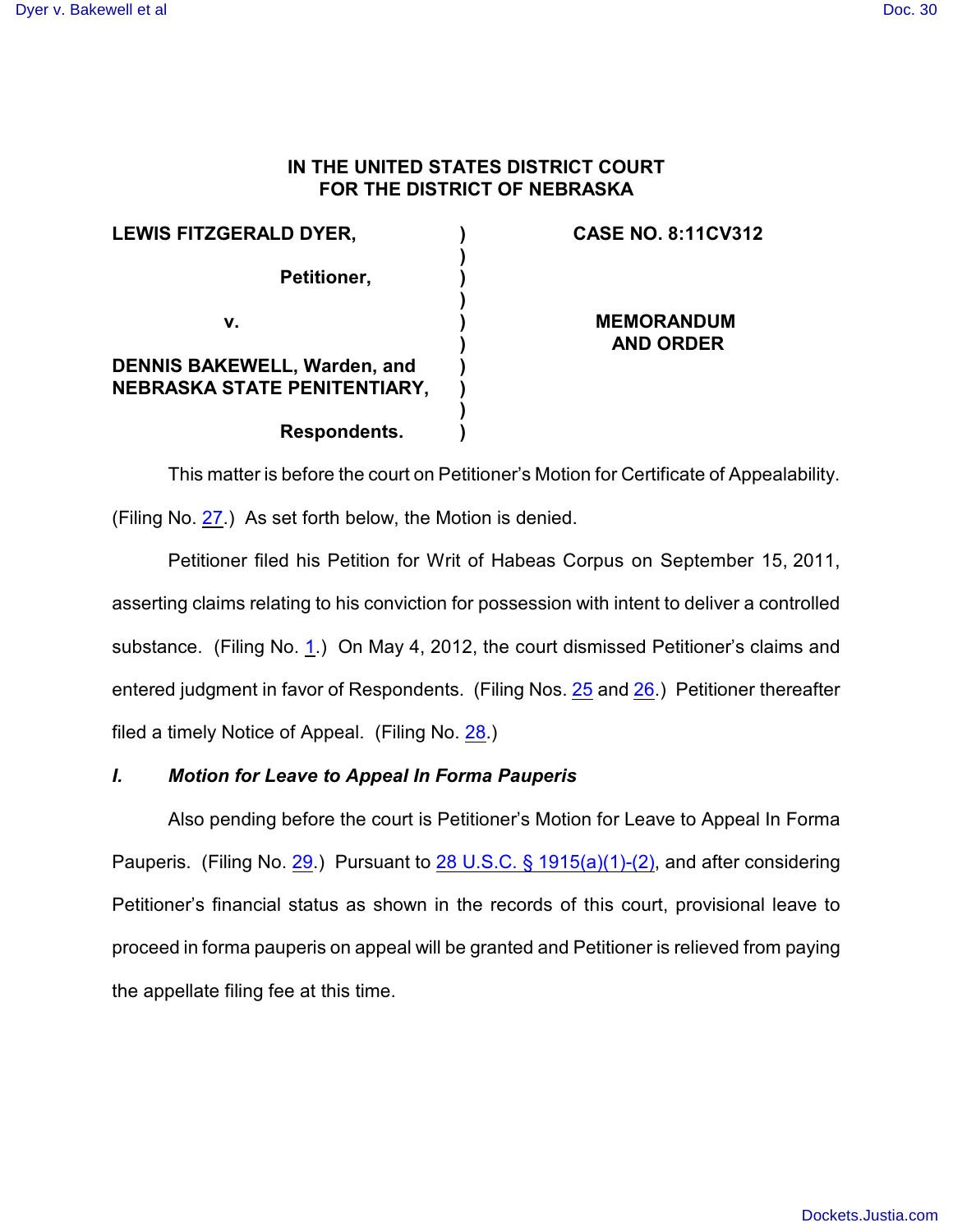# IN THE UNITED STATES DISTRICT COURT FOR THE DISTRICT OF NEBRASKA

| | | |
|---|---|---|
| **LEWIS FITZGERALD DYER,** | ) | **CASE NO. 8:11CV312** |
| | ) | |
| **Petitioner,** | ) | |
| | ) | |
| **v.** | ) | **MEMORANDUM AND ORDER** |
| | ) | |
| **DENNIS BAKEWELL, Warden, and NEBRASKA STATE PENITENTIARY,** | ) | |
| | ) | |
| **Respondents.** | ) | |

This matter is before the court on Petitioner's Motion for Certificate of Appealability. (Filing No. 27.) As set forth below, the Motion is denied.

Petitioner filed his Petition for Writ of Habeas Corpus on September 15, 2011, asserting claims relating to his conviction for possession with intent to deliver a controlled substance. (Filing No. 1.) On May 4, 2012, the court dismissed Petitioner's claims and entered judgment in favor of Respondents. (Filing Nos. 25 and 26.) Petitioner thereafter filed a timely Notice of Appeal. (Filing No. 28.)

## *I. Motion for Leave to Appeal In Forma Pauperis*

Also pending before the court is Petitioner's Motion for Leave to Appeal In Forma Pauperis. (Filing No. 29.) Pursuant to 28 U.S.C. § 1915(a)(1)-(2), and after considering Petitioner's financial status as shown in the records of this court, provisional leave to proceed in forma pauperis on appeal will be granted and Petitioner is relieved from paying the appellate filing fee at this time.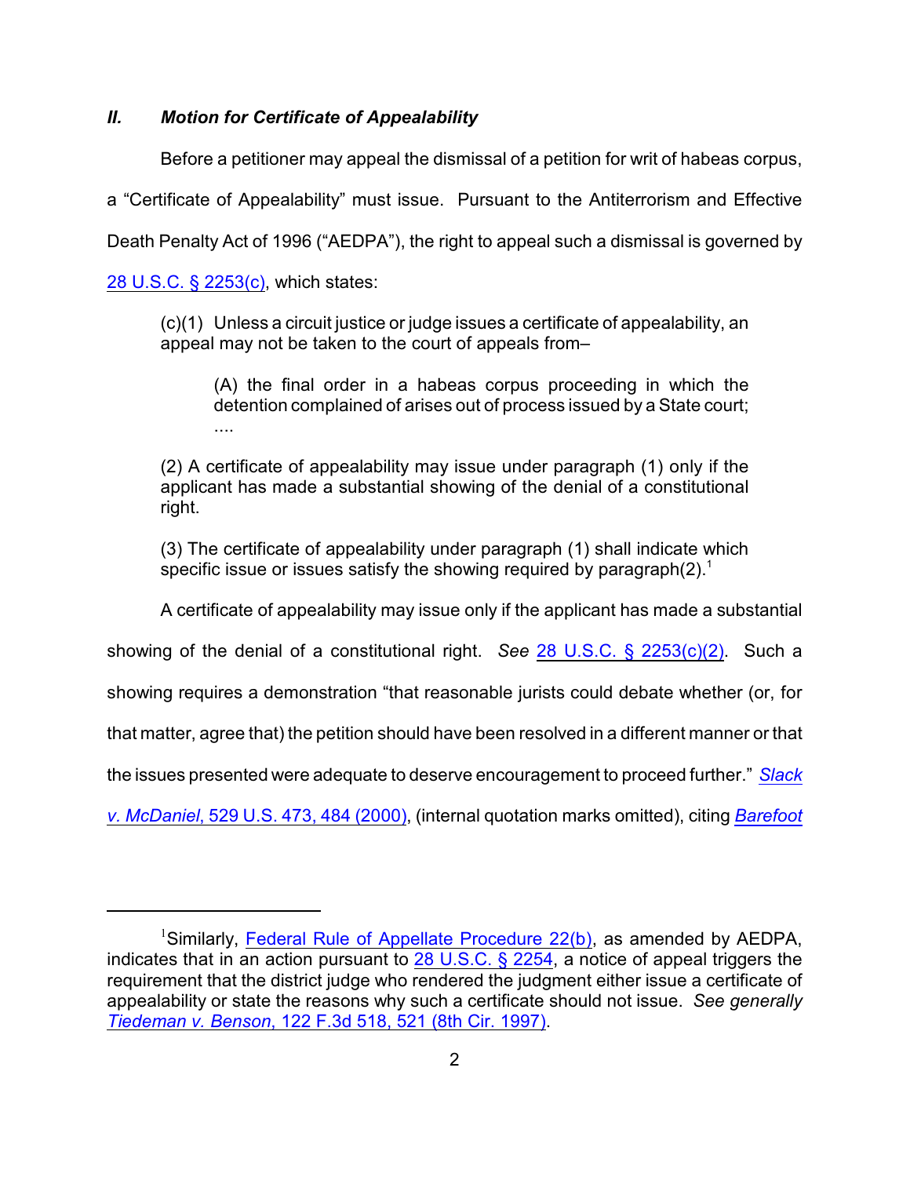## *II. Motion for Certificate of Appealability*

Before a petitioner may appeal the dismissal of a petition for writ of habeas corpus, a "Certificate of Appealability" must issue. Pursuant to the Antiterrorism and Effective Death Penalty Act of 1996 ("AEDPA"), the right to appeal such a dismissal is governed by 28 U.S.C. § 2253(c), which states:

> (c)(1) Unless a circuit justice or judge issues a certificate of appealability, an appeal may not be taken to the court of appeals from–
>
>> (A) the final order in a habeas corpus proceeding in which the detention complained of arises out of process issued by a State court; ....
>
> (2) A certificate of appealability may issue under paragraph (1) only if the applicant has made a substantial showing of the denial of a constitutional right.
>
> (3) The certificate of appealability under paragraph (1) shall indicate which specific issue or issues satisfy the showing required by paragraph(2).[1]

A certificate of appealability may issue only if the applicant has made a substantial showing of the denial of a constitutional right. *See* 28 U.S.C. § 2253(c)(2). Such a showing requires a demonstration "that reasonable jurists could debate whether (or, for that matter, agree that) the petition should have been resolved in a different manner or that the issues presented were adequate to deserve encouragement to proceed further." *Slack v. McDaniel*, 529 U.S. 473, 484 (2000), (internal quotation marks omitted), citing *Barefoot*

---

[1]Similarly, Federal Rule of Appellate Procedure 22(b), as amended by AEDPA, indicates that in an action pursuant to 28 U.S.C. § 2254, a notice of appeal triggers the requirement that the district judge who rendered the judgment either issue a certificate of appealability or state the reasons why such a certificate should not issue. *See generally Tiedeman v. Benson*, 122 F.3d 518, 521 (8th Cir. 1997).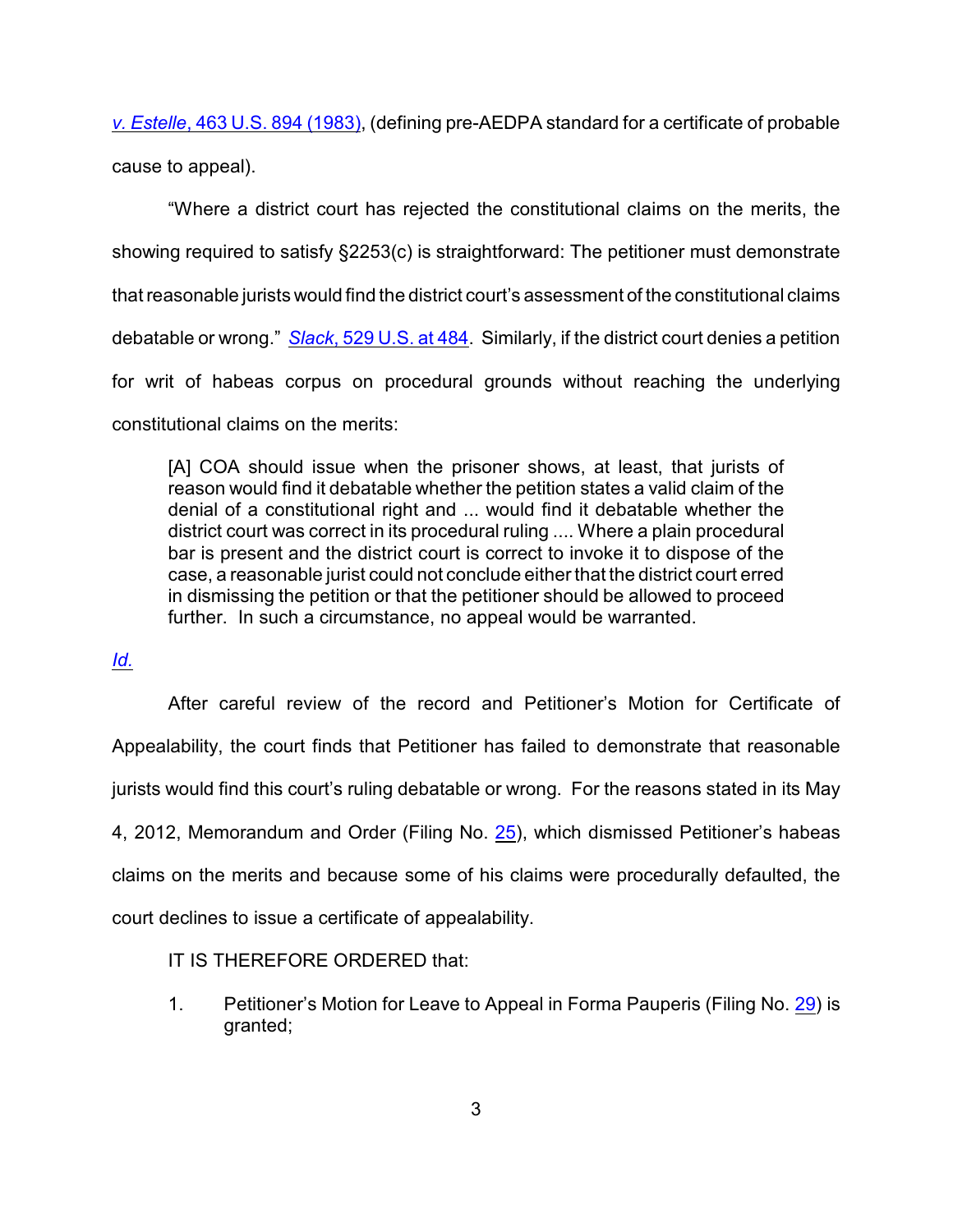*v. Estelle*, 463 U.S. 894 (1983), (defining pre-AEDPA standard for a certificate of probable cause to appeal).

"Where a district court has rejected the constitutional claims on the merits, the showing required to satisfy §2253(c) is straightforward: The petitioner must demonstrate that reasonable jurists would find the district court's assessment of the constitutional claims debatable or wrong." *Slack*, 529 U.S. at 484. Similarly, if the district court denies a petition for writ of habeas corpus on procedural grounds without reaching the underlying constitutional claims on the merits:

> [A] COA should issue when the prisoner shows, at least, that jurists of reason would find it debatable whether the petition states a valid claim of the denial of a constitutional right and ... would find it debatable whether the district court was correct in its procedural ruling .... Where a plain procedural bar is present and the district court is correct to invoke it to dispose of the case, a reasonable jurist could not conclude either that the district court erred in dismissing the petition or that the petitioner should be allowed to proceed further. In such a circumstance, no appeal would be warranted.

*Id.*

After careful review of the record and Petitioner's Motion for Certificate of Appealability, the court finds that Petitioner has failed to demonstrate that reasonable jurists would find this court's ruling debatable or wrong. For the reasons stated in its May 4, 2012, Memorandum and Order (Filing No. 25), which dismissed Petitioner's habeas claims on the merits and because some of his claims were procedurally defaulted, the court declines to issue a certificate of appealability.

IT IS THEREFORE ORDERED that:

1. Petitioner's Motion for Leave to Appeal in Forma Pauperis (Filing No. 29) is granted;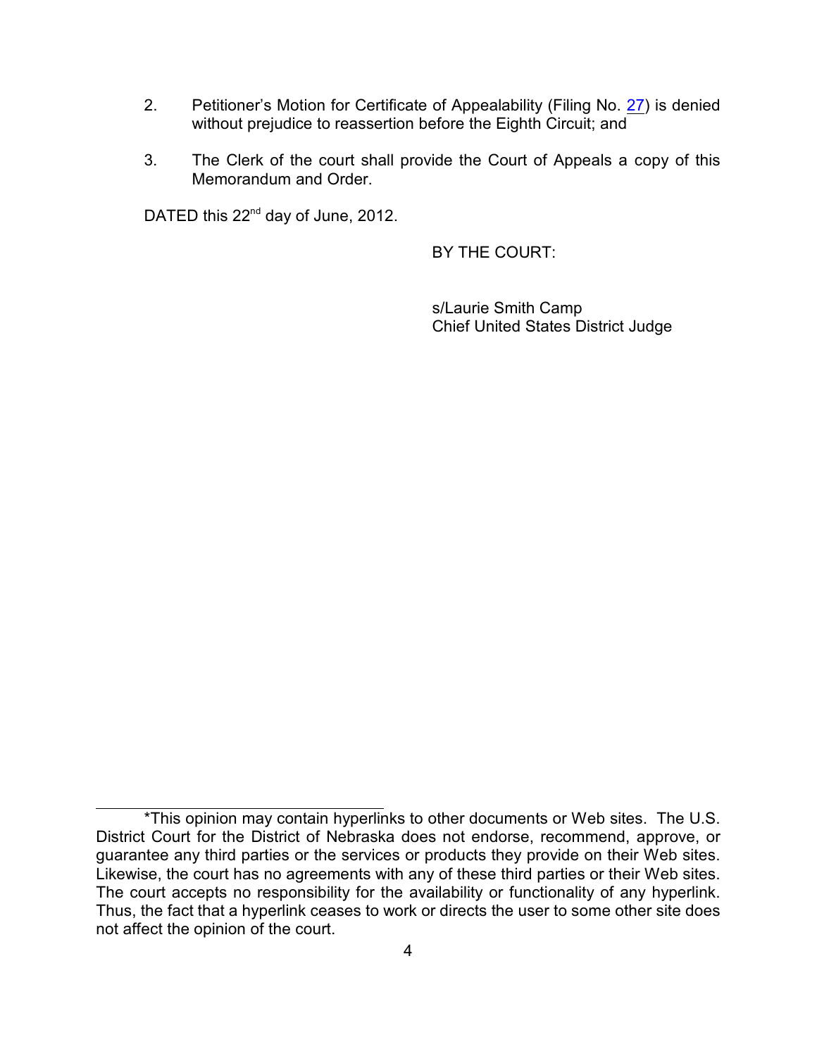2. Petitioner's Motion for Certificate of Appealability (Filing No. 27) is denied without prejudice to reassertion before the Eighth Circuit; and

3. The Clerk of the court shall provide the Court of Appeals a copy of this Memorandum and Order.

DATED this 22nd day of June, 2012.

BY THE COURT:

s/Laurie Smith Camp
Chief United States District Judge

---

*This opinion may contain hyperlinks to other documents or Web sites. The U.S. District Court for the District of Nebraska does not endorse, recommend, approve, or guarantee any third parties or the services or products they provide on their Web sites. Likewise, the court has no agreements with any of these third parties or their Web sites. The court accepts no responsibility for the availability or functionality of any hyperlink. Thus, the fact that a hyperlink ceases to work or directs the user to some other site does not affect the opinion of the court.